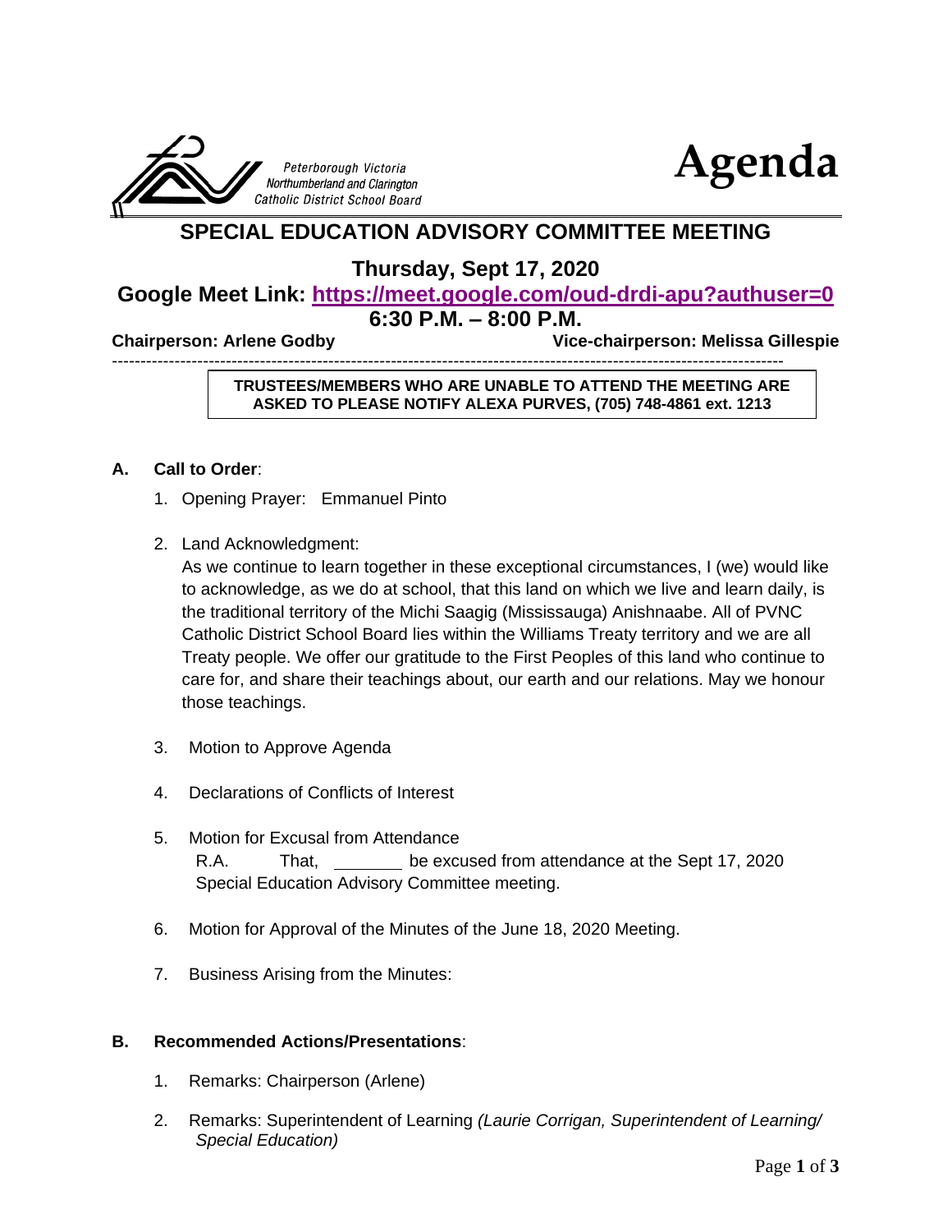Peterborough Victoria
Northumberland and Clarington
Catholic District School Board

# Agenda

## SPECIAL EDUCATION ADVISORY COMMITTEE MEETING

### Thursday, Sept 17, 2020

### Google Meet Link: [https://meet.google.com/oud-drdi-apu?authuser=0](https://meet.google.com/oud-drdi-apu?authuser=0)

### 6:30 P.M. – 8:00 P.M.

**Chairperson: Arlene Godby** **Vice-chairperson: Melissa Gillespie**

---

**TRUSTEES/MEMBERS WHO ARE UNABLE TO ATTEND THE MEETING ARE ASKED TO PLEASE NOTIFY ALEXA PURVES, (705) 748-4861 ext. 1213**

**A. Call to Order**:

1. Opening Prayer: Emmanuel Pinto
2. Land Acknowledgment:
   As we continue to learn together in these exceptional circumstances, I (we) would like to acknowledge, as we do at school, that this land on which we live and learn daily, is the traditional territory of the Michi Saagig (Mississauga) Anishnaabe. All of PVNC Catholic District School Board lies within the Williams Treaty territory and we are all Treaty people. We offer our gratitude to the First Peoples of this land who continue to care for, and share their teachings about, our earth and our relations. May we honour those teachings.
3. Motion to Approve Agenda
4. Declarations of Conflicts of Interest
5. Motion for Excusal from Attendance
   R.A. That, ________ be excused from attendance at the Sept 17, 2020 Special Education Advisory Committee meeting.
6. Motion for Approval of the Minutes of the June 18, 2020 Meeting.
7. Business Arising from the Minutes:

**B. Recommended Actions/Presentations**:

1. Remarks: Chairperson (Arlene)
2. Remarks: Superintendent of Learning *(Laurie Corrigan, Superintendent of Learning/ Special Education)*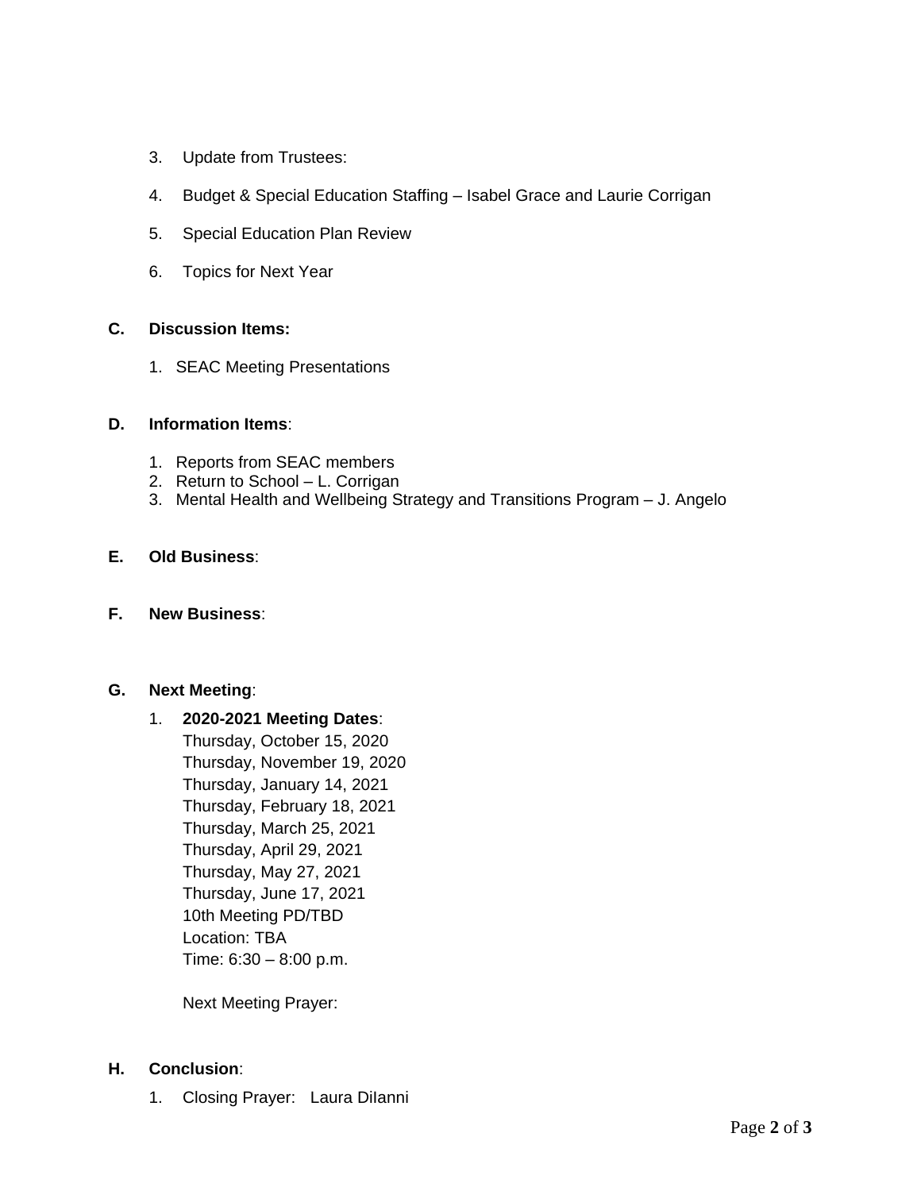3. Update from Trustees:

4. Budget & Special Education Staffing – Isabel Grace and Laurie Corrigan

5. Special Education Plan Review

6. Topics for Next Year

**C. Discussion Items:**

1. SEAC Meeting Presentations

**D. Information Items**:

1. Reports from SEAC members
2. Return to School – L. Corrigan
3. Mental Health and Wellbeing Strategy and Transitions Program – J. Angelo

**E. Old Business**:

**F. New Business**:

**G. Next Meeting**:

1. **2020-2021 Meeting Dates**:
   Thursday, October 15, 2020
   Thursday, November 19, 2020
   Thursday, January 14, 2021
   Thursday, February 18, 2021
   Thursday, March 25, 2021
   Thursday, April 29, 2021
   Thursday, May 27, 2021
   Thursday, June 17, 2021
   10th Meeting PD/TBD
   Location: TBA
   Time: 6:30 – 8:00 p.m.

   Next Meeting Prayer:

**H. Conclusion**:

1. Closing Prayer: Laura DiIanni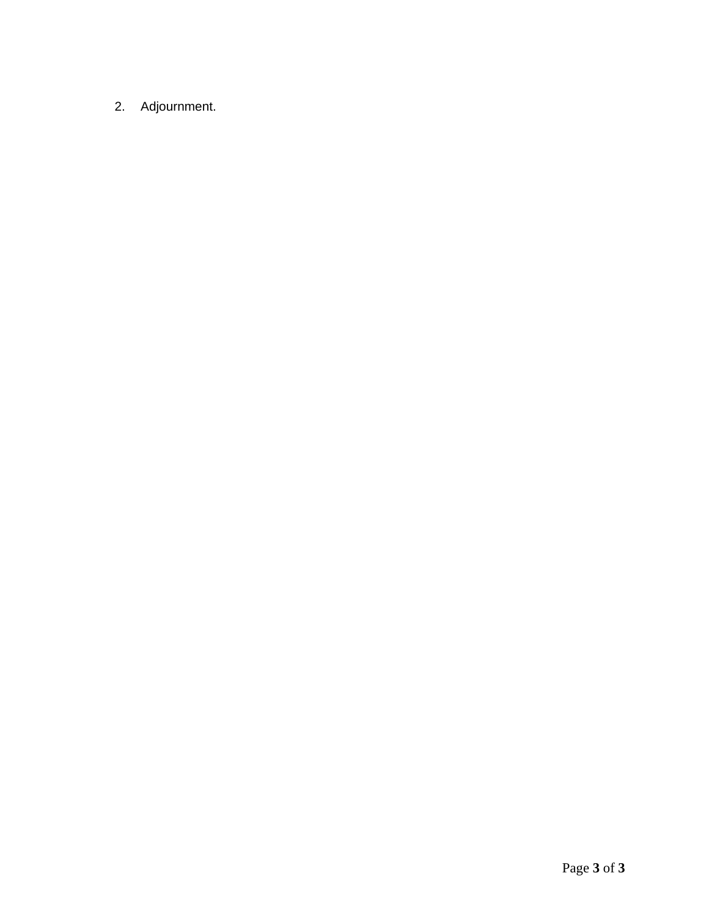2. Adjournment.